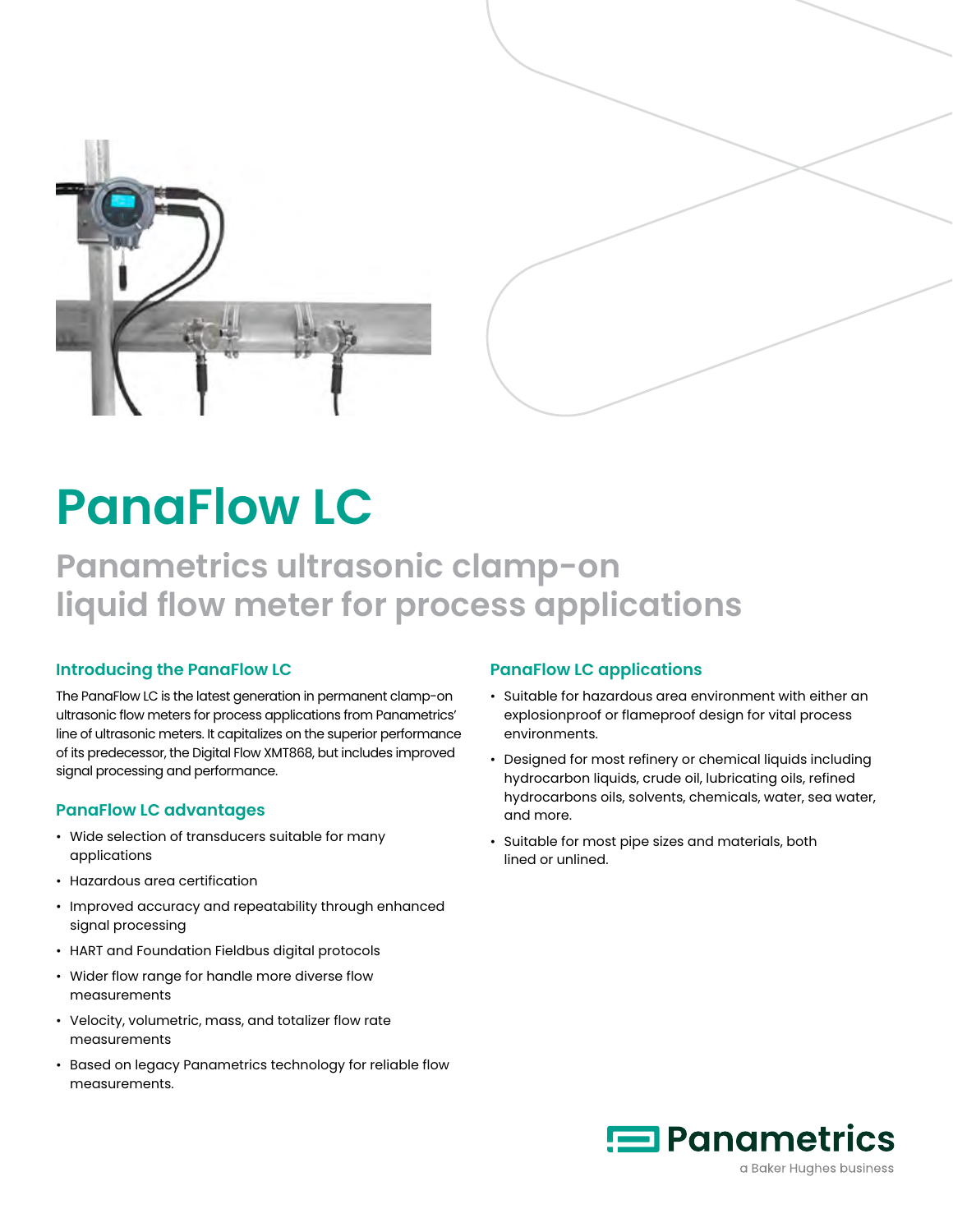# PanaFlow LC

## Panametrics ultrasonic clamp-on liquid flow meter for process applications

### Introducing the PanaFlow LC

The PanaFlow LC is the latest generation in permanent clamp-on ultrasonic flow meters for process applications from Panametrics' line of ultrasonic meters. It capitalizes on the superior performance of its predecessor, the Digital Flow XMT868, but includes improved signal processing and performance.

### PanaFlow LC advantages

- Wide selection of transducers suitable for many applications
- Hazardous area certification
- Improved accuracy and repeatability through enhanced signal processing
- HART and Foundation Fieldbus digital protocols
- Wider flow range for handle more diverse flow measurements
- Velocity, volumetric, mass, and totalizer flow rate measurements
- Based on legacy Panametrics technology for reliable flow measurements.

### PanaFlow LC applications

- Suitable for hazardous area environment with either an explosionproof or flameproof design for vital process environments.
- Designed for most refinery or chemical liquids including hydrocarbon liquids, crude oil, lubricating oils, refined hydrocarbons oils, solvents, chemicals, water, sea water, and more.
- Suitable for most pipe sizes and materials, both lined or unlined.

Panametrics
a Baker Hughes business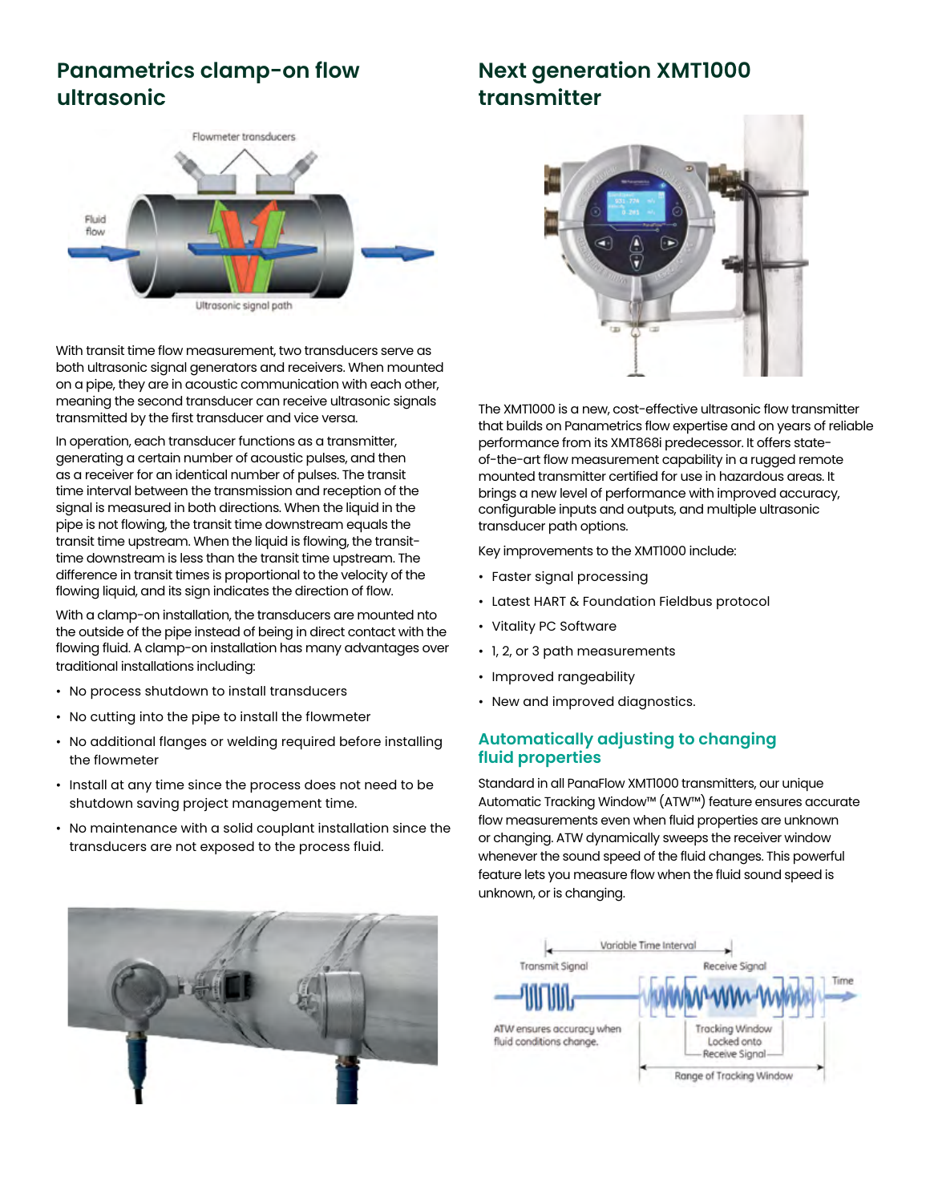## Panametrics clamp-on flow ultrasonic

Flowmeter transducers

Fluid flow

Ultrasonic signal path

With transit time flow measurement, two transducers serve as both ultrasonic signal generators and receivers. When mounted on a pipe, they are in acoustic communication with each other, meaning the second transducer can receive ultrasonic signals transmitted by the first transducer and vice versa.

In operation, each transducer functions as a transmitter, generating a certain number of acoustic pulses, and then as a receiver for an identical number of pulses. The transit time interval between the transmission and reception of the signal is measured in both directions. When the liquid in the pipe is not flowing, the transit time downstream equals the transit time upstream. When the liquid is flowing, the transit-time downstream is less than the transit time upstream. The difference in transit times is proportional to the velocity of the flowing liquid, and its sign indicates the direction of flow.

With a clamp-on installation, the transducers are mounted nto the outside of the pipe instead of being in direct contact with the flowing fluid. A clamp-on installation has many advantages over traditional installations including:

- No process shutdown to install transducers
- No cutting into the pipe to install the flowmeter
- No additional flanges or welding required before installing the flowmeter
- Install at any time since the process does not need to be shutdown saving project management time.
- No maintenance with a solid couplant installation since the transducers are not exposed to the process fluid.

## Next generation XMT1000 transmitter

The XMT1000 is a new, cost-effective ultrasonic flow transmitter that builds on Panametrics flow expertise and on years of reliable performance from its XMT868i predecessor. It offers state-of-the-art flow measurement capability in a rugged remote mounted transmitter certified for use in hazardous areas. It brings a new level of performance with improved accuracy, configurable inputs and outputs, and multiple ultrasonic transducer path options.

Key improvements to the XMT1000 include:

- Faster signal processing
- Latest HART & Foundation Fieldbus protocol
- Vitality PC Software
- 1, 2, or 3 path measurements
- Improved rangeability
- New and improved diagnostics.

### Automatically adjusting to changing fluid properties

Standard in all PanaFlow XMT1000 transmitters, our unique Automatic Tracking Window™ (ATW™) feature ensures accurate flow measurements even when fluid properties are unknown or changing. ATW dynamically sweeps the receiver window whenever the sound speed of the fluid changes. This powerful feature lets you measure flow when the fluid sound speed is unknown, or is changing.

Variable Time Interval

Transmit Signal

Receive Signal

Time

ATW ensures accuracy when fluid conditions change.

Tracking Window Locked onto Receive Signal

Range of Tracking Window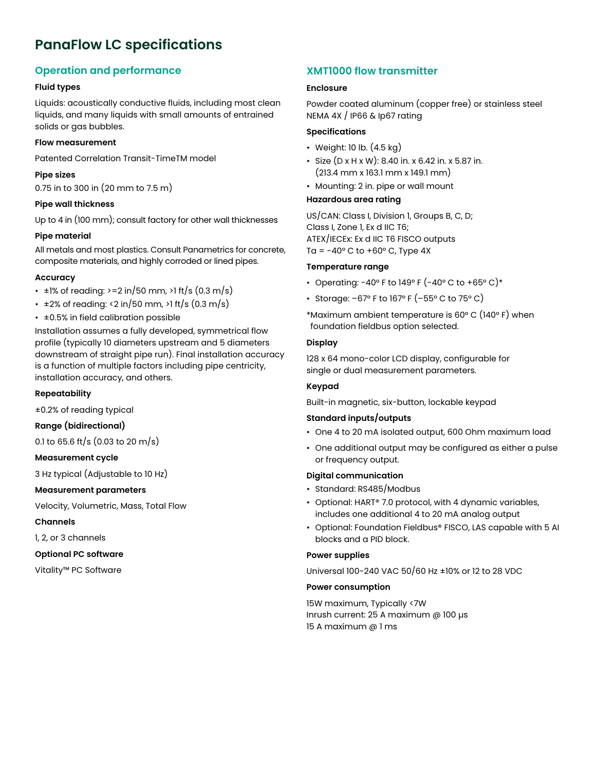# PanaFlow LC specifications

## Operation and performance

**Fluid types**

Liquids: acoustically conductive fluids, including most clean liquids, and many liquids with small amounts of entrained solids or gas bubbles.

**Flow measurement**

Patented Correlation Transit-TimeTM model

**Pipe sizes**

0.75 in to 300 in (20 mm to 7.5 m)

**Pipe wall thickness**

Up to 4 in (100 mm); consult factory for other wall thicknesses

**Pipe material**

All metals and most plastics. Consult Panametrics for concrete, composite materials, and highly corroded or lined pipes.

**Accuracy**

- ±1% of reading: >=2 in/50 mm, >1 ft/s (0.3 m/s)
- ±2% of reading: <2 in/50 mm, >1 ft/s (0.3 m/s)
- ±0.5% in field calibration possible

Installation assumes a fully developed, symmetrical flow profile (typically 10 diameters upstream and 5 diameters downstream of straight pipe run). Final installation accuracy is a function of multiple factors including pipe centricity, installation accuracy, and others.

**Repeatability**

±0.2% of reading typical

**Range (bidirectional)**

0.1 to 65.6 ft/s (0.03 to 20 m/s)

**Measurement cycle**

3 Hz typical (Adjustable to 10 Hz)

**Measurement parameters**

Velocity, Volumetric, Mass, Total Flow

**Channels**

1, 2, or 3 channels

**Optional PC software**

Vitality™ PC Software

## XMT1000 flow transmitter

**Enclosure**

Powder coated aluminum (copper free) or stainless steel NEMA 4X / IP66 & Ip67 rating

**Specifications**

- Weight: 10 lb. (4.5 kg)
- Size (D x H x W): 8.40 in. x 6.42 in. x 5.87 in. (213.4 mm x 163.1 mm x 149.1 mm)
- Mounting: 2 in. pipe or wall mount

**Hazardous area rating**

US/CAN: Class I, Division 1, Groups B, C, D;
Class I, Zone 1, Ex d IIC T6;
ATEX/IECEx: Ex d IIC T6 FISCO outputs
Ta = -40° C to +60° C, Type 4X

**Temperature range**

- Operating: -40° F to 149° F (-40° C to +65° C)*
- Storage: –67° F to 167° F (–55° C to 75° C)

*Maximum ambient temperature is 60° C (140° F) when foundation fieldbus option selected.

**Display**

128 x 64 mono-color LCD display, configurable for single or dual measurement parameters.

**Keypad**

Built-in magnetic, six-button, lockable keypad

**Standard inputs/outputs**

- One 4 to 20 mA isolated output, 600 Ohm maximum load
- One additional output may be configured as either a pulse or frequency output.

**Digital communication**

- Standard: RS485/Modbus
- Optional: HART® 7.0 protocol, with 4 dynamic variables, includes one additional 4 to 20 mA analog output
- Optional: Foundation Fieldbus® FISCO, LAS capable with 5 AI blocks and a PID block.

**Power supplies**

Universal 100-240 VAC 50/60 Hz ±10% or 12 to 28 VDC

**Power consumption**

15W maximum, Typically <7W
Inrush current: 25 A maximum @ 100 µs
15 A maximum @ 1 ms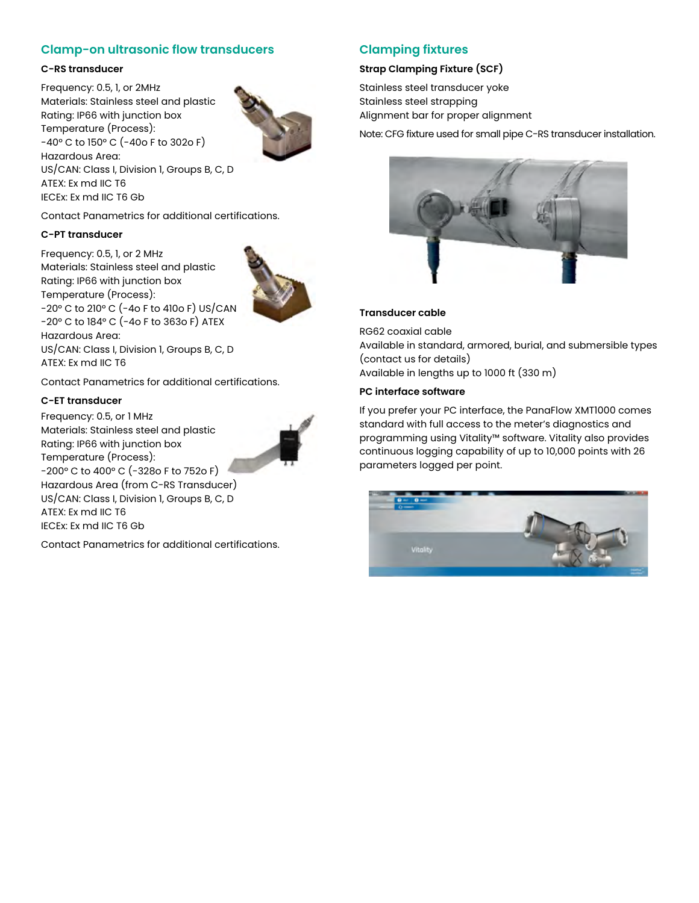## Clamp-on ultrasonic flow transducers

### C-RS transducer

Frequency: 0.5, 1, or 2MHz
Materials: Stainless steel and plastic
Rating: IP66 with junction box
Temperature (Process):
-40° C to 150° C (-40o F to 302o F)
Hazardous Area:
US/CAN: Class I, Division 1, Groups B, C, D
ATEX: Ex md IIC T6
IECEx: Ex md IIC T6 Gb

Contact Panametrics for additional certifications.

### C-PT transducer

Frequency: 0.5, 1, or 2 MHz
Materials: Stainless steel and plastic
Rating: IP66 with junction box
Temperature (Process):
-20° C to 210° C (-4o F to 410o F) US/CAN
-20° C to 184° C (-4o F to 363o F) ATEX
Hazardous Area:
US/CAN: Class I, Division 1, Groups B, C, D
ATEX: Ex md IIC T6

Contact Panametrics for additional certifications.

### C-ET transducer

Frequency: 0.5, or 1 MHz
Materials: Stainless steel and plastic
Rating: IP66 with junction box
Temperature (Process):
-200° C to 400° C (-328o F to 752o F)
Hazardous Area (from C-RS Transducer)
US/CAN: Class I, Division 1, Groups B, C, D
ATEX: Ex md IIC T6
IECEx: Ex md IIC T6 Gb

Contact Panametrics for additional certifications.

## Clamping fixtures

### Strap Clamping Fixture (SCF)

Stainless steel transducer yoke
Stainless steel strapping
Alignment bar for proper alignment

Note: CFG fixture used for small pipe C-RS transducer installation.

### Transducer cable

RG62 coaxial cable
Available in standard, armored, burial, and submersible types (contact us for details)
Available in lengths up to 1000 ft (330 m)

### PC interface software

If you prefer your PC interface, the PanaFlow XMT1000 comes standard with full access to the meter's diagnostics and programming using Vitality™ software. Vitality also provides continuous logging capability of up to 10,000 points with 26 parameters logged per point.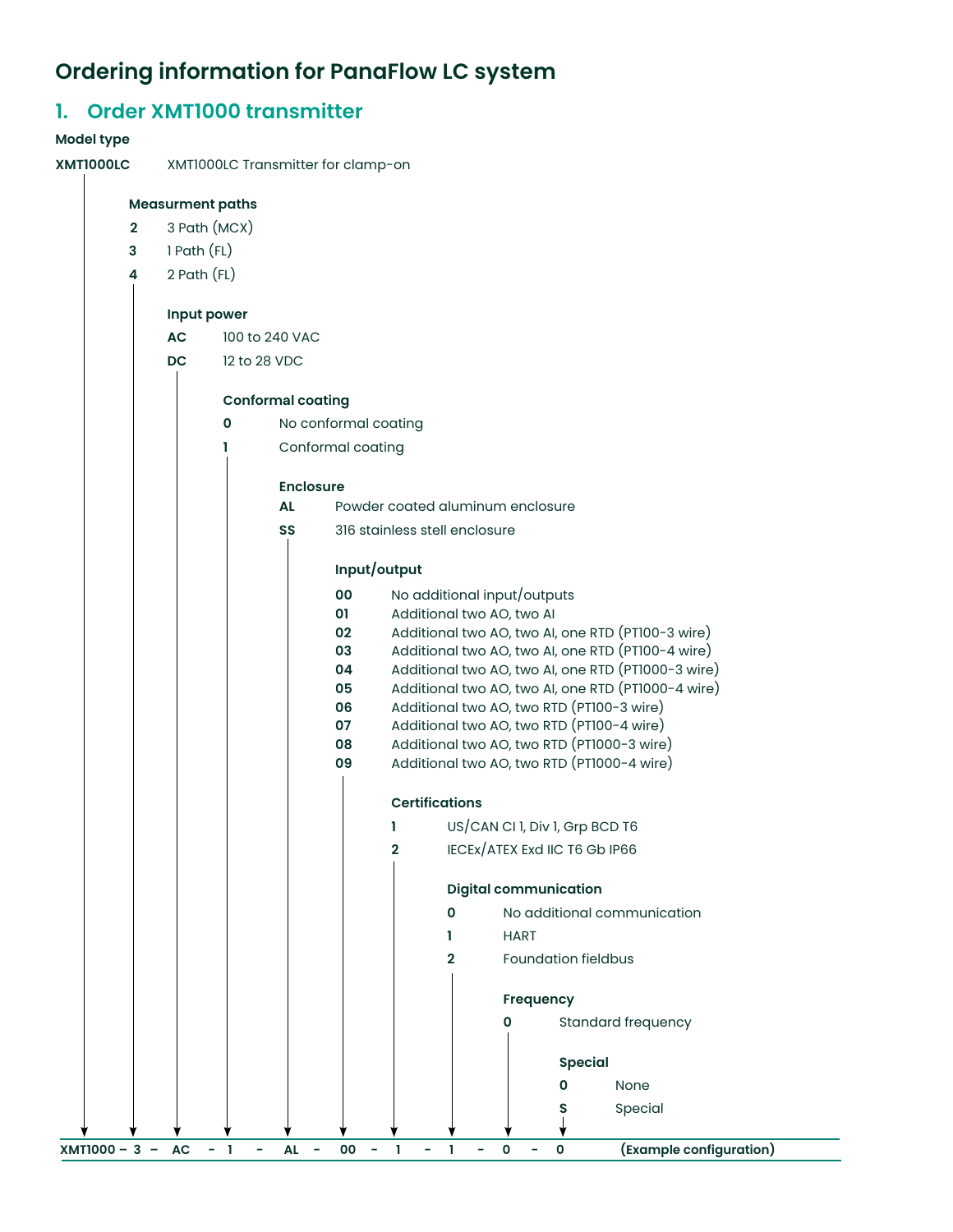# Ordering information for PanaFlow LC system

## 1. Order XMT1000 transmitter

**Model type**

**XMT1000LC** XMT1000LC Transmitter for clamp-on

**Measurment paths**

- **2** 3 Path (MCX)
- **3** 1 Path (FL)
- **4** 2 Path (FL)

**Input power**

- **AC** 100 to 240 VAC
- **DC** 12 to 28 VDC

**Conformal coating**

- **0** No conformal coating
- **1** Conformal coating

**Enclosure**

- **AL** Powder coated aluminum enclosure
- **SS** 316 stainless stell enclosure

**Input/output**

- **00** No additional input/outputs
- **01** Additional two AO, two AI
- **02** Additional two AO, two AI, one RTD (PT100-3 wire)
- **03** Additional two AO, two AI, one RTD (PT100-4 wire)
- **04** Additional two AO, two AI, one RTD (PT1000-3 wire)
- **05** Additional two AO, two AI, one RTD (PT1000-4 wire)
- **06** Additional two AO, two RTD (PT100-3 wire)
- **07** Additional two AO, two RTD (PT100-4 wire)
- **08** Additional two AO, two RTD (PT1000-3 wire)
- **09** Additional two AO, two RTD (PT1000-4 wire)

**Certifications**

- **1** US/CAN Cl 1, Div 1, Grp BCD T6
- **2** IECEx/ATEX Exd IIC T6 Gb IP66

**Digital communication**

- **0** No additional communication
- **1** HART
- **2** Foundation fieldbus

**Frequency**

- **0** Standard frequency

**Special**

- **0** None
- **S** Special

**XMT1000 – 3 – AC – 1 – AL – 00 – 1 – 1 – 0 – 0** **(Example configuration)**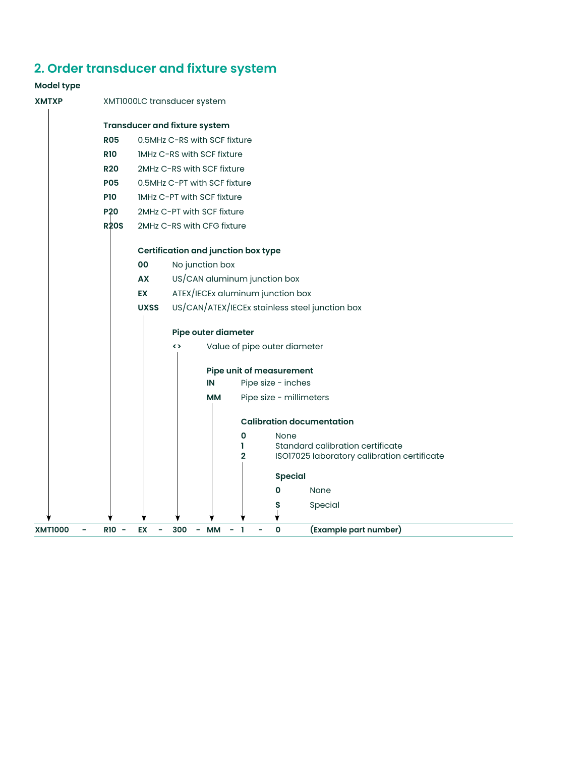## 2. Order transducer and fixture system

**Model type**

**XMTXP** XMT1000LC transducer system

**Transducer and fixture system**

| | |
|---|---|
| **R05** | 0.5MHz C-RS with SCF fixture |
| **R10** | 1MHz C-RS with SCF fixture |
| **R20** | 2MHz C-RS with SCF fixture |
| **P05** | 0.5MHz C-PT with SCF fixture |
| **P10** | 1MHz C-PT with SCF fixture |
| **P20** | 2MHz C-PT with SCF fixture |
| **R20S** | 2MHz C-RS with CFG fixture |

**Certification and junction box type**

| | |
|---|---|
| **00** | No junction box |
| **AX** | US/CAN aluminum junction box |
| **EX** | ATEX/IECEx aluminum junction box |
| **UXSS** | US/CAN/ATEX/IECEx stainless steel junction box |

**Pipe outer diameter**

| | |
|---|---|
| **<>** | Value of pipe outer diameter |

**Pipe unit of measurement**

| | |
|---|---|
| **IN** | Pipe size - inches |
| **MM** | Pipe size - millimeters |

**Calibration documentation**

| | |
|---|---|
| **0** | None |
| **1** | Standard calibration certificate |
| **2** | ISO17025 laboratory calibration certificate |

**Special**

| | |
|---|---|
| **0** | None |
| **S** | Special |

**XMT1000 - R10 - EX - 300 - MM - 1 - 0 (Example part number)**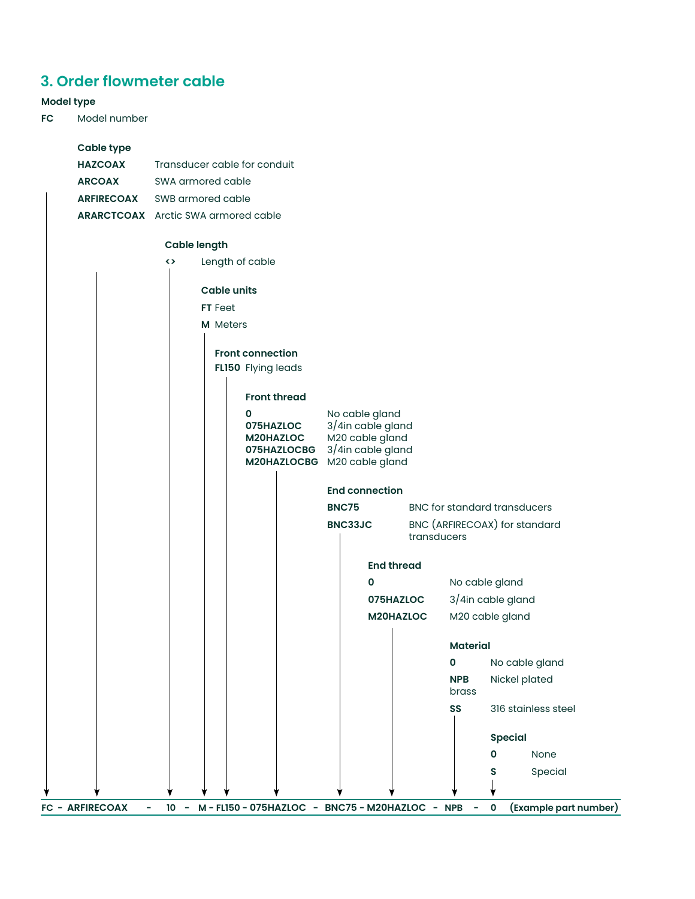## 3. Order flowmeter cable

**Model type**

**FC** Model number

**Cable type**

| | |
|---|---|
| **HAZCOAX** | Transducer cable for conduit |
| **ARCOAX** | SWA armored cable |
| **ARFIRECOAX** | SWB armored cable |
| **ARARCTCOAX** | Arctic SWA armored cable |

**Cable length**

**<>** Length of cable

**Cable units**

**FT** Feet

**M** Meters

**Front connection**

**FL150** Flying leads

**Front thread**

| | |
|---|---|
| **0** | No cable gland |
| **075HAZLOC** | 3/4in cable gland |
| **M20HAZLOC** | M20 cable gland |
| **075HAZLOCBG** | 3/4in cable gland |
| **M20HAZLOCBG** | M20 cable gland |

**End connection**

| | |
|---|---|
| **BNC75** | BNC for standard transducers |
| **BNC33JC** | BNC (ARFIRECOAX) for standard transducers |

**End thread**

| | |
|---|---|
| **0** | No cable gland |
| **075HAZLOC** | 3/4in cable gland |
| **M20HAZLOC** | M20 cable gland |

**Material**

| | |
|---|---|
| **0** | No cable gland |
| **NPB** | Nickel plated brass |
| **SS** | 316 stainless steel |

**Special**

| | |
|---|---|
| **0** | None |
| **S** | Special |

**FC - ARFIRECOAX - 10 - M - FL150 - 075HAZLOC - BNC75 - M20HAZLOC - NPB - 0 (Example part number)**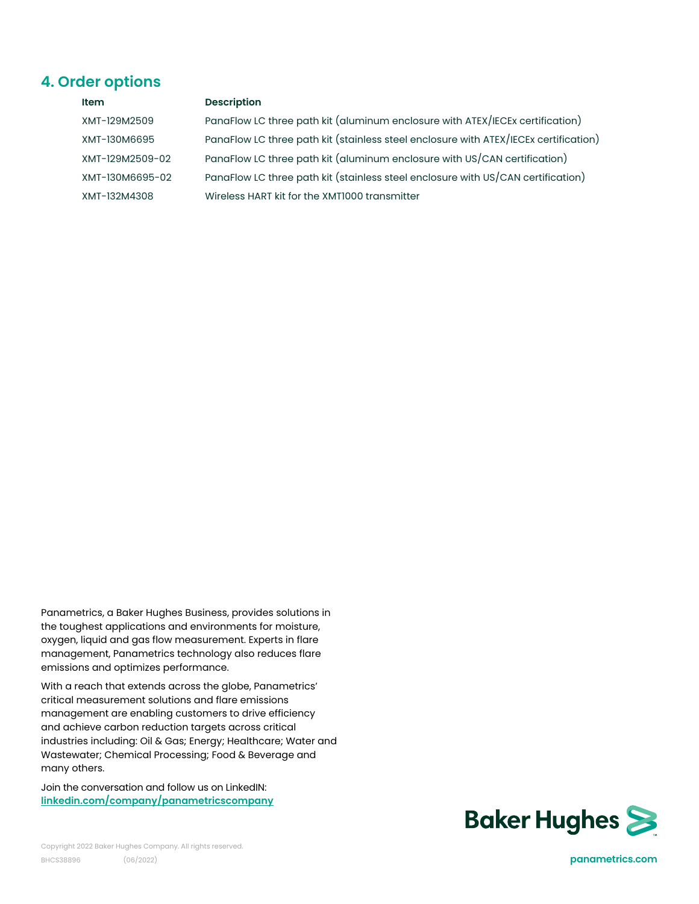## 4. Order options

| Item | Description |
| --- | --- |
| XMT-129M2509 | PanaFlow LC three path kit (aluminum enclosure with ATEX/IECEx certification) |
| XMT-130M6695 | PanaFlow LC three path kit (stainless steel enclosure with ATEX/IECEx certification) |
| XMT-129M2509-02 | PanaFlow LC three path kit (aluminum enclosure with US/CAN certification) |
| XMT-130M6695-02 | PanaFlow LC three path kit (stainless steel enclosure with US/CAN certification) |
| XMT-132M4308 | Wireless HART kit for the XMT1000 transmitter |

Panametrics, a Baker Hughes Business, provides solutions in the toughest applications and environments for moisture, oxygen, liquid and gas flow measurement. Experts in flare management, Panametrics technology also reduces flare emissions and optimizes performance.

With a reach that extends across the globe, Panametrics' critical measurement solutions and flare emissions management are enabling customers to drive efficiency and achieve carbon reduction targets across critical industries including: Oil & Gas; Energy; Healthcare; Water and Wastewater; Chemical Processing; Food & Beverage and many others.

Join the conversation and follow us on LinkedIN:
**linkedin.com/company/panametricscompany**

Baker Hughes

Copyright 2022 Baker Hughes Company. All rights reserved.

BHCS38896 (06/2022)

panametrics.com